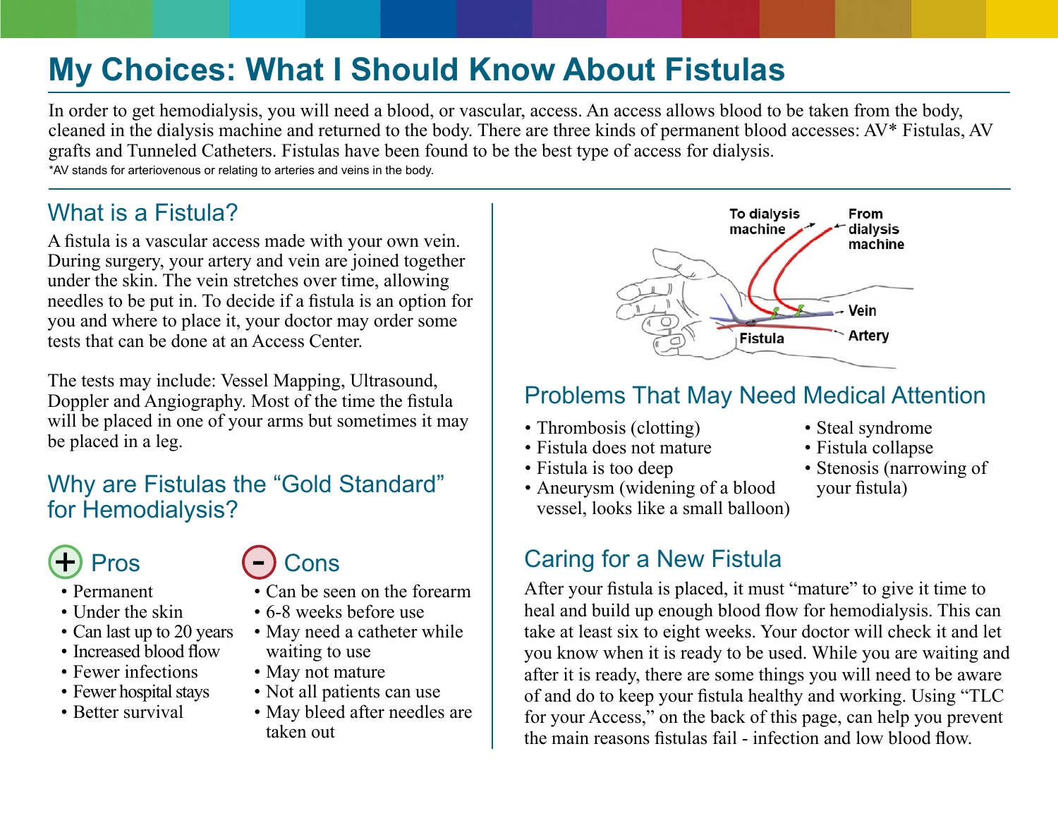# My Choices: What I Should Know About Fistulas

In order to get hemodialysis, you will need a blood, or vascular, access. An access allows blood to be taken from the body, cleaned in the dialysis machine and returned to the body. There are three kinds of permanent blood accesses: AV* Fistulas, AV grafts and Tunneled Catheters. Fistulas have been found to be the best type of access for dialysis.

*AV stands for arteriovenous or relating to arteries and veins in the body.

## What is a Fistula?

A fistula is a vascular access made with your own vein. During surgery, your artery and vein are joined together under the skin. The vein stretches over time, allowing needles to be put in. To decide if a fistula is an option for you and where to place it, your doctor may order some tests that can be done at an Access Center.

The tests may include: Vessel Mapping, Ultrasound, Doppler and Angiography. Most of the time the fistula will be placed in one of your arms but sometimes it may be placed in a leg.

## Why are Fistulas the "Gold Standard" for Hemodialysis?

### Pros

- Permanent
- Under the skin
- Can last up to 20 years
- Increased blood flow
- Fewer infections
- Fewer hospital stays
- Better survival

### Cons

- Can be seen on the forearm
- 6-8 weeks before use
- May need a catheter while waiting to use
- May not mature
- Not all patients can use
- May bleed after needles are taken out

To dialysis machine

From dialysis machine

Vein

Artery

Fistula

## Problems That May Need Medical Attention

- Thrombosis (clotting)
- Fistula does not mature
- Fistula is too deep
- Aneurysm (widening of a blood vessel, looks like a small balloon)
- Steal syndrome
- Fistula collapse
- Stenosis (narrowing of your fistula)

## Caring for a New Fistula

After your fistula is placed, it must "mature" to give it time to heal and build up enough blood flow for hemodialysis. This can take at least six to eight weeks. Your doctor will check it and let you know when it is ready to be used. While you are waiting and after it is ready, there are some things you will need to be aware of and do to keep your fistula healthy and working. Using "TLC for your Access," on the back of this page, can help you prevent the main reasons fistulas fail - infection and low blood flow.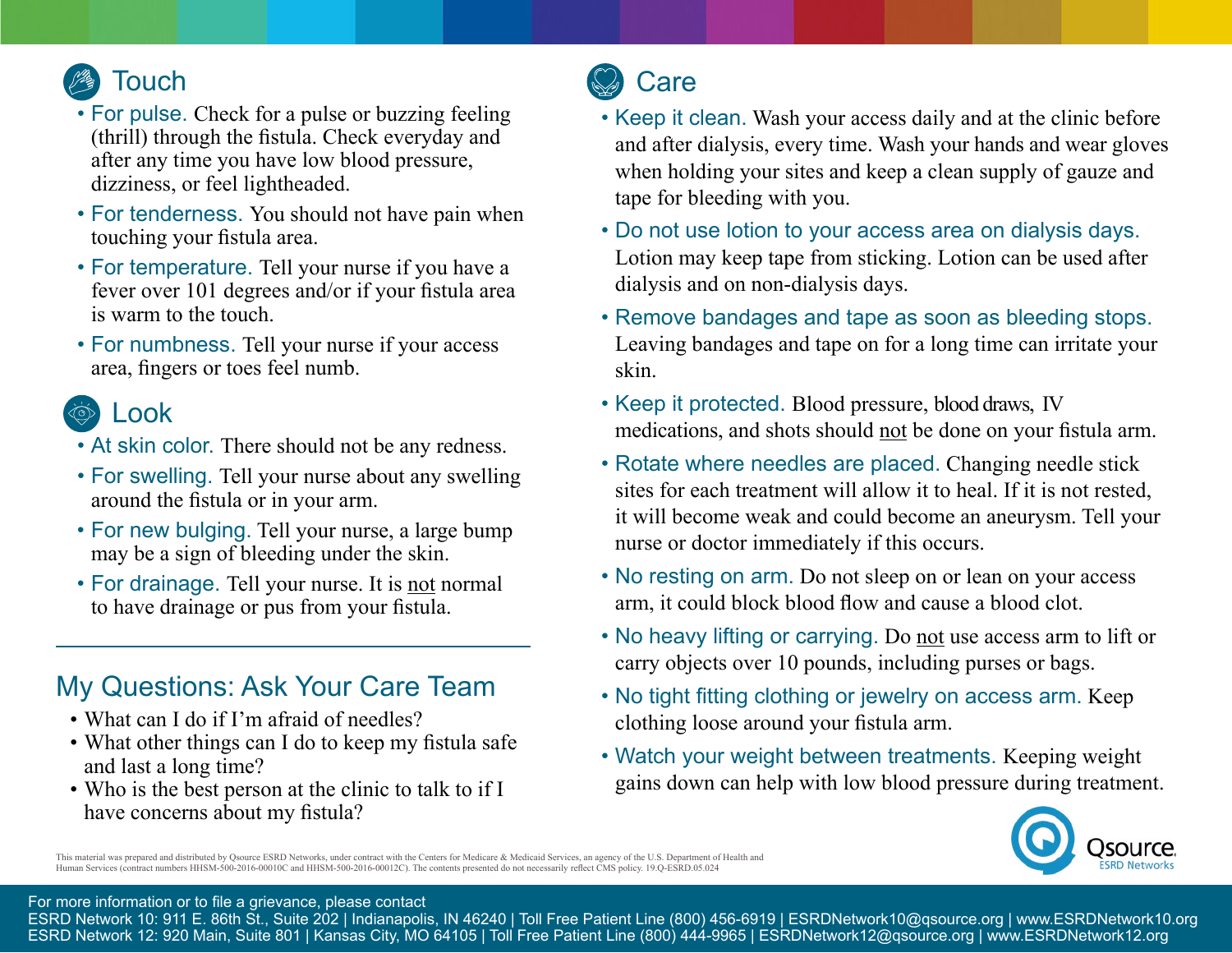## Touch

- **For pulse.** Check for a pulse or buzzing feeling (thrill) through the fistula. Check everyday and after any time you have low blood pressure, dizziness, or feel lightheaded.
- **For tenderness.** You should not have pain when touching your fistula area.
- **For temperature.** Tell your nurse if you have a fever over 101 degrees and/or if your fistula area is warm to the touch.
- **For numbness.** Tell your nurse if your access area, fingers or toes feel numb.

## Look

- **At skin color.** There should not be any redness.
- **For swelling.** Tell your nurse about any swelling around the fistula or in your arm.
- **For new bulging.** Tell your nurse, a large bump may be a sign of bleeding under the skin.
- **For drainage.** Tell your nurse. It is not normal to have drainage or pus from your fistula.

## My Questions: Ask Your Care Team

- What can I do if I'm afraid of needles?
- What other things can I do to keep my fistula safe and last a long time?
- Who is the best person at the clinic to talk to if I have concerns about my fistula?

## Care

- **Keep it clean.** Wash your access daily and at the clinic before and after dialysis, every time. Wash your hands and wear gloves when holding your sites and keep a clean supply of gauze and tape for bleeding with you.
- **Do not use lotion to your access area on dialysis days.** Lotion may keep tape from sticking. Lotion can be used after dialysis and on non-dialysis days.
- **Remove bandages and tape as soon as bleeding stops.** Leaving bandages and tape on for a long time can irritate your skin.
- **Keep it protected.** Blood pressure, blood draws, IV medications, and shots should not be done on your fistula arm.
- **Rotate where needles are placed.** Changing needle stick sites for each treatment will allow it to heal. If it is not rested, it will become weak and could become an aneurysm. Tell your nurse or doctor immediately if this occurs.
- **No resting on arm.** Do not sleep on or lean on your access arm, it could block blood flow and cause a blood clot.
- **No heavy lifting or carrying.** Do not use access arm to lift or carry objects over 10 pounds, including purses or bags.
- **No tight fitting clothing or jewelry on access arm.** Keep clothing loose around your fistula arm.
- **Watch your weight between treatments.** Keeping weight gains down can help with low blood pressure during treatment.

This material was prepared and distributed by Qsource ESRD Networks, under contract with the Centers for Medicare & Medicaid Services, an agency of the U.S. Department of Health and Human Services (contract numbers HHSM-500-2016-00010C and HHSM-500-2016-00012C). The contents presented do not necessarily reflect CMS policy. 19.Q-ESRD.05.024

Qsource ESRD Networks

For more information or to file a grievance, please contact
ESRD Network 10: 911 E. 86th St., Suite 202 | Indianapolis, IN 46240 | Toll Free Patient Line (800) 456-6919 | ESRDNetwork10@qsource.org | www.ESRDNetwork10.org
ESRD Network 12: 920 Main, Suite 801 | Kansas City, MO 64105 | Toll Free Patient Line (800) 444-9965 | ESRDNetwork12@qsource.org | www.ESRDNetwork12.org